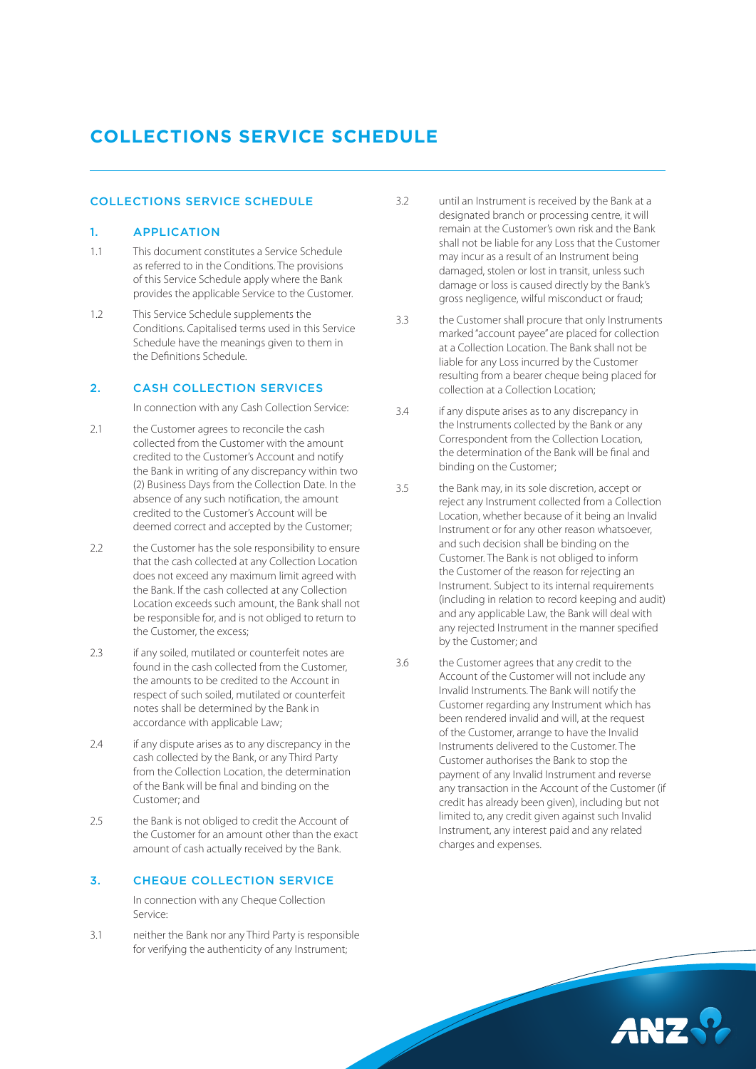# COLLECTIONS SERVICE SCHEDULE

## COLLECTIONS SERVICE SCHEDULE

### 1. APPLICATION

1.1 This document constitutes a Service Schedule as referred to in the Conditions. The provisions of this Service Schedule apply where the Bank provides the applicable Service to the Customer.

1.2 This Service Schedule supplements the Conditions. Capitalised terms used in this Service Schedule have the meanings given to them in the Definitions Schedule.

### 2. CASH COLLECTION SERVICES

In connection with any Cash Collection Service:

2.1 the Customer agrees to reconcile the cash collected from the Customer with the amount credited to the Customer's Account and notify the Bank in writing of any discrepancy within two (2) Business Days from the Collection Date. In the absence of any such notification, the amount credited to the Customer's Account will be deemed correct and accepted by the Customer;

2.2 the Customer has the sole responsibility to ensure that the cash collected at any Collection Location does not exceed any maximum limit agreed with the Bank. If the cash collected at any Collection Location exceeds such amount, the Bank shall not be responsible for, and is not obliged to return to the Customer, the excess;

2.3 if any soiled, mutilated or counterfeit notes are found in the cash collected from the Customer, the amounts to be credited to the Account in respect of such soiled, mutilated or counterfeit notes shall be determined by the Bank in accordance with applicable Law;

2.4 if any dispute arises as to any discrepancy in the cash collected by the Bank, or any Third Party from the Collection Location, the determination of the Bank will be final and binding on the Customer; and

2.5 the Bank is not obliged to credit the Account of the Customer for an amount other than the exact amount of cash actually received by the Bank.

### 3. CHEQUE COLLECTION SERVICE

In connection with any Cheque Collection Service:

3.1 neither the Bank nor any Third Party is responsible for verifying the authenticity of any Instrument;

3.2 until an Instrument is received by the Bank at a designated branch or processing centre, it will remain at the Customer's own risk and the Bank shall not be liable for any Loss that the Customer may incur as a result of an Instrument being damaged, stolen or lost in transit, unless such damage or loss is caused directly by the Bank's gross negligence, wilful misconduct or fraud;

3.3 the Customer shall procure that only Instruments marked "account payee" are placed for collection at a Collection Location. The Bank shall not be liable for any Loss incurred by the Customer resulting from a bearer cheque being placed for collection at a Collection Location;

3.4 if any dispute arises as to any discrepancy in the Instruments collected by the Bank or any Correspondent from the Collection Location, the determination of the Bank will be final and binding on the Customer;

3.5 the Bank may, in its sole discretion, accept or reject any Instrument collected from a Collection Location, whether because of it being an Invalid Instrument or for any other reason whatsoever, and such decision shall be binding on the Customer. The Bank is not obliged to inform the Customer of the reason for rejecting an Instrument. Subject to its internal requirements (including in relation to record keeping and audit) and any applicable Law, the Bank will deal with any rejected Instrument in the manner specified by the Customer; and

3.6 the Customer agrees that any credit to the Account of the Customer will not include any Invalid Instruments. The Bank will notify the Customer regarding any Instrument which has been rendered invalid and will, at the request of the Customer, arrange to have the Invalid Instruments delivered to the Customer. The Customer authorises the Bank to stop the payment of any Invalid Instrument and reverse any transaction in the Account of the Customer (if credit has already been given), including but not limited to, any credit given against such Invalid Instrument, any interest paid and any related charges and expenses.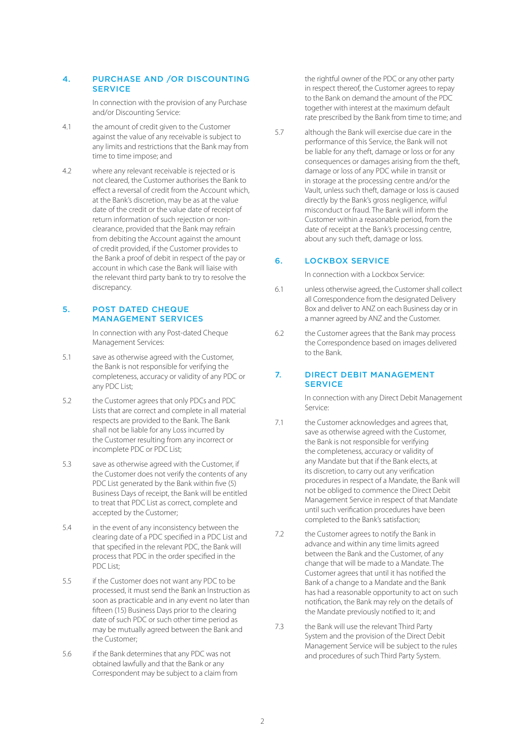## 4. PURCHASE AND /OR DISCOUNTING SERVICE

In connection with the provision of any Purchase and/or Discounting Service:

4.1 the amount of credit given to the Customer against the value of any receivable is subject to any limits and restrictions that the Bank may from time to time impose; and

4.2 where any relevant receivable is rejected or is not cleared, the Customer authorises the Bank to effect a reversal of credit from the Account which, at the Bank's discretion, may be as at the value date of the credit or the value date of receipt of return information of such rejection or non-clearance, provided that the Bank may refrain from debiting the Account against the amount of credit provided, if the Customer provides to the Bank a proof of debit in respect of the pay or account in which case the Bank will liaise with the relevant third party bank to try to resolve the discrepancy.

## 5. POST DATED CHEQUE MANAGEMENT SERVICES

In connection with any Post-dated Cheque Management Services:

5.1 save as otherwise agreed with the Customer, the Bank is not responsible for verifying the completeness, accuracy or validity of any PDC or any PDC List;

5.2 the Customer agrees that only PDCs and PDC Lists that are correct and complete in all material respects are provided to the Bank. The Bank shall not be liable for any Loss incurred by the Customer resulting from any incorrect or incomplete PDC or PDC List;

5.3 save as otherwise agreed with the Customer, if the Customer does not verify the contents of any PDC List generated by the Bank within five (5) Business Days of receipt, the Bank will be entitled to treat that PDC List as correct, complete and accepted by the Customer;

5.4 in the event of any inconsistency between the clearing date of a PDC specified in a PDC List and that specified in the relevant PDC, the Bank will process that PDC in the order specified in the PDC List;

5.5 if the Customer does not want any PDC to be processed, it must send the Bank an Instruction as soon as practicable and in any event no later than fifteen (15) Business Days prior to the clearing date of such PDC or such other time period as may be mutually agreed between the Bank and the Customer;

5.6 if the Bank determines that any PDC was not obtained lawfully and that the Bank or any Correspondent may be subject to a claim from the rightful owner of the PDC or any other party in respect thereof, the Customer agrees to repay to the Bank on demand the amount of the PDC together with interest at the maximum default rate prescribed by the Bank from time to time; and

5.7 although the Bank will exercise due care in the performance of this Service, the Bank will not be liable for any theft, damage or loss or for any consequences or damages arising from the theft, damage or loss of any PDC while in transit or in storage at the processing centre and/or the Vault, unless such theft, damage or loss is caused directly by the Bank's gross negligence, wilful misconduct or fraud. The Bank will inform the Customer within a reasonable period, from the date of receipt at the Bank's processing centre, about any such theft, damage or loss.

## 6. LOCKBOX SERVICE

In connection with a Lockbox Service:

6.1 unless otherwise agreed, the Customer shall collect all Correspondence from the designated Delivery Box and deliver to ANZ on each Business day or in a manner agreed by ANZ and the Customer.

6.2 the Customer agrees that the Bank may process the Correspondence based on images delivered to the Bank.

## 7. DIRECT DEBIT MANAGEMENT SERVICE

In connection with any Direct Debit Management Service:

7.1 the Customer acknowledges and agrees that, save as otherwise agreed with the Customer, the Bank is not responsible for verifying the completeness, accuracy or validity of any Mandate but that if the Bank elects, at its discretion, to carry out any verification procedures in respect of a Mandate, the Bank will not be obliged to commence the Direct Debit Management Service in respect of that Mandate until such verification procedures have been completed to the Bank's satisfaction;

7.2 the Customer agrees to notify the Bank in advance and within any time limits agreed between the Bank and the Customer, of any change that will be made to a Mandate. The Customer agrees that until it has notified the Bank of a change to a Mandate and the Bank has had a reasonable opportunity to act on such notification, the Bank may rely on the details of the Mandate previously notified to it; and

7.3 the Bank will use the relevant Third Party System and the provision of the Direct Debit Management Service will be subject to the rules and procedures of such Third Party System.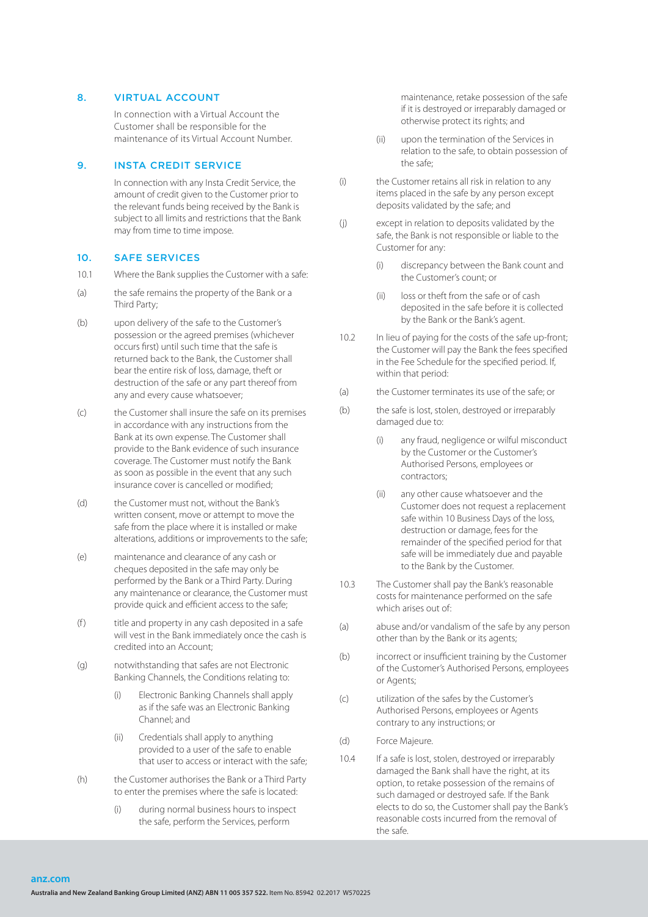## 8. VIRTUAL ACCOUNT

In connection with a Virtual Account the Customer shall be responsible for the maintenance of its Virtual Account Number.

## 9. INSTA CREDIT SERVICE

In connection with any Insta Credit Service, the amount of credit given to the Customer prior to the relevant funds being received by the Bank is subject to all limits and restrictions that the Bank may from time to time impose.

## 10. SAFE SERVICES

10.1 Where the Bank supplies the Customer with a safe:

(a) the safe remains the property of the Bank or a Third Party;

(b) upon delivery of the safe to the Customer's possession or the agreed premises (whichever occurs first) until such time that the safe is returned back to the Bank, the Customer shall bear the entire risk of loss, damage, theft or destruction of the safe or any part thereof from any and every cause whatsoever;

(c) the Customer shall insure the safe on its premises in accordance with any instructions from the Bank at its own expense. The Customer shall provide to the Bank evidence of such insurance coverage. The Customer must notify the Bank as soon as possible in the event that any such insurance cover is cancelled or modified;

(d) the Customer must not, without the Bank's written consent, move or attempt to move the safe from the place where it is installed or make alterations, additions or improvements to the safe;

(e) maintenance and clearance of any cash or cheques deposited in the safe may only be performed by the Bank or a Third Party. During any maintenance or clearance, the Customer must provide quick and efficient access to the safe;

(f) title and property in any cash deposited in a safe will vest in the Bank immediately once the cash is credited into an Account;

(g) notwithstanding that safes are not Electronic Banking Channels, the Conditions relating to:

  (i) Electronic Banking Channels shall apply as if the safe was an Electronic Banking Channel; and

  (ii) Credentials shall apply to anything provided to a user of the safe to enable that user to access or interact with the safe;

(h) the Customer authorises the Bank or a Third Party to enter the premises where the safe is located:

  (i) during normal business hours to inspect the safe, perform the Services, perform maintenance, retake possession of the safe if it is destroyed or irreparably damaged or otherwise protect its rights; and

  (ii) upon the termination of the Services in relation to the safe, to obtain possession of the safe;

(i) the Customer retains all risk in relation to any items placed in the safe by any person except deposits validated by the safe; and

(j) except in relation to deposits validated by the safe, the Bank is not responsible or liable to the Customer for any:

  (i) discrepancy between the Bank count and the Customer's count; or

  (ii) loss or theft from the safe or of cash deposited in the safe before it is collected by the Bank or the Bank's agent.

10.2 In lieu of paying for the costs of the safe up-front; the Customer will pay the Bank the fees specified in the Fee Schedule for the specified period. If, within that period:

(a) the Customer terminates its use of the safe; or

(b) the safe is lost, stolen, destroyed or irreparably damaged due to:

  (i) any fraud, negligence or wilful misconduct by the Customer or the Customer's Authorised Persons, employees or contractors;

  (ii) any other cause whatsoever and the Customer does not request a replacement safe within 10 Business Days of the loss, destruction or damage, fees for the remainder of the specified period for that safe will be immediately due and payable to the Bank by the Customer.

10.3 The Customer shall pay the Bank's reasonable costs for maintenance performed on the safe which arises out of:

(a) abuse and/or vandalism of the safe by any person other than by the Bank or its agents;

(b) incorrect or insufficient training by the Customer of the Customer's Authorised Persons, employees or Agents;

(c) utilization of the safes by the Customer's Authorised Persons, employees or Agents contrary to any instructions; or

(d) Force Majeure.

10.4 If a safe is lost, stolen, destroyed or irreparably damaged the Bank shall have the right, at its option, to retake possession of the remains of such damaged or destroyed safe. If the Bank elects to do so, the Customer shall pay the Bank's reasonable costs incurred from the removal of the safe.

anz.com

**Australia and New Zealand Banking Group Limited (ANZ) ABN 11 005 357 522.** Item No. 85942 02.2017 W570225